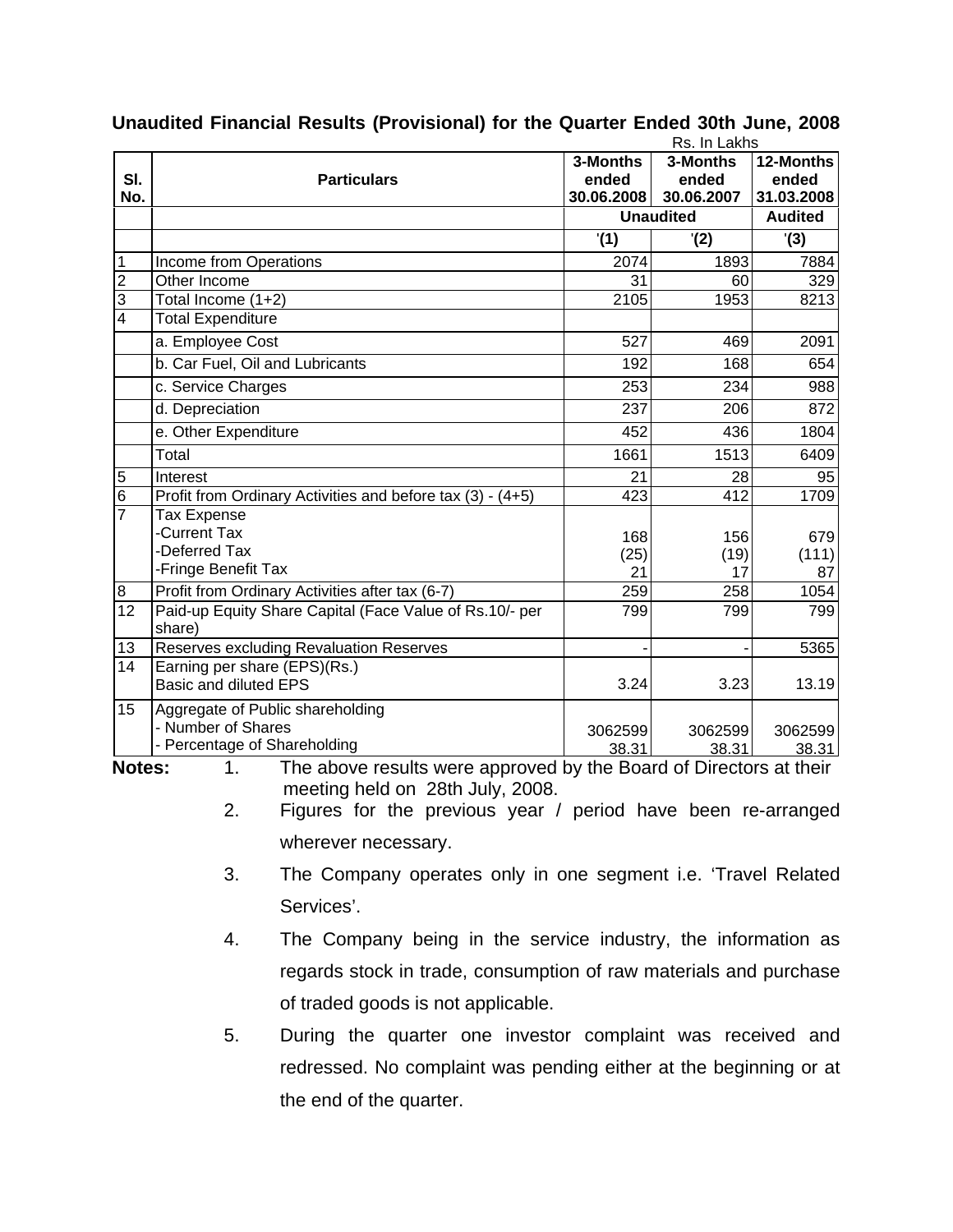# Unaudited Financial Results (Provisional) for the Quarter Ended 30th June, 2008

Rs. In Lakhs

| Sl. No. | Particulars | 3-Months ended 30.06.2008 | 3-Months ended 30.06.2007 | 12-Months ended 31.03.2008 |
|---|---|---|---|---|
| | | Unaudited | | Audited |
| | | '(1) | '(2) | '(3) |
| 1 | Income from Operations | 2074 | 1893 | 7884 |
| 2 | Other Income | 31 | 60 | 329 |
| 3 | Total Income (1+2) | 2105 | 1953 | 8213 |
| 4 | Total Expenditure | | | |
| | a. Employee Cost | 527 | 469 | 2091 |
| | b. Car Fuel, Oil and Lubricants | 192 | 168 | 654 |
| | c. Service Charges | 253 | 234 | 988 |
| | d. Depreciation | 237 | 206 | 872 |
| | e. Other Expenditure | 452 | 436 | 1804 |
| | Total | 1661 | 1513 | 6409 |
| 5 | Interest | 21 | 28 | 95 |
| 6 | Profit from Ordinary Activities and before tax (3) - (4+5) | 423 | 412 | 1709 |
| 7 | Tax Expense<br>-Current Tax<br>-Deferred Tax<br>-Fringe Benefit Tax | <br>168<br>(25)<br>21 | <br>156<br>(19)<br>17 | <br>679<br>(111)<br>87 |
| 8 | Profit from Ordinary Activities after tax (6-7) | 259 | 258 | 1054 |
| 12 | Paid-up Equity Share Capital (Face Value of Rs.10/- per share) | 799 | 799 | 799 |
| 13 | Reserves excluding Revaluation Reserves | - | - | 5365 |
| 14 | Earning per share (EPS)(Rs.)<br>Basic and diluted EPS | 3.24 | 3.23 | 13.19 |
| 15 | Aggregate of Public shareholding<br>- Number of Shares<br>- Percentage of Shareholding | <br>3062599<br>38.31 | <br>3062599<br>38.31 | <br>3062599<br>38.31 |

**Notes:**

1. The above results were approved by the Board of Directors at their meeting held on 28th July, 2008.
2. Figures for the previous year / period have been re-arranged wherever necessary.
3. The Company operates only in one segment i.e. 'Travel Related Services'.
4. The Company being in the service industry, the information as regards stock in trade, consumption of raw materials and purchase of traded goods is not applicable.
5. During the quarter one investor complaint was received and redressed. No complaint was pending either at the beginning or at the end of the quarter.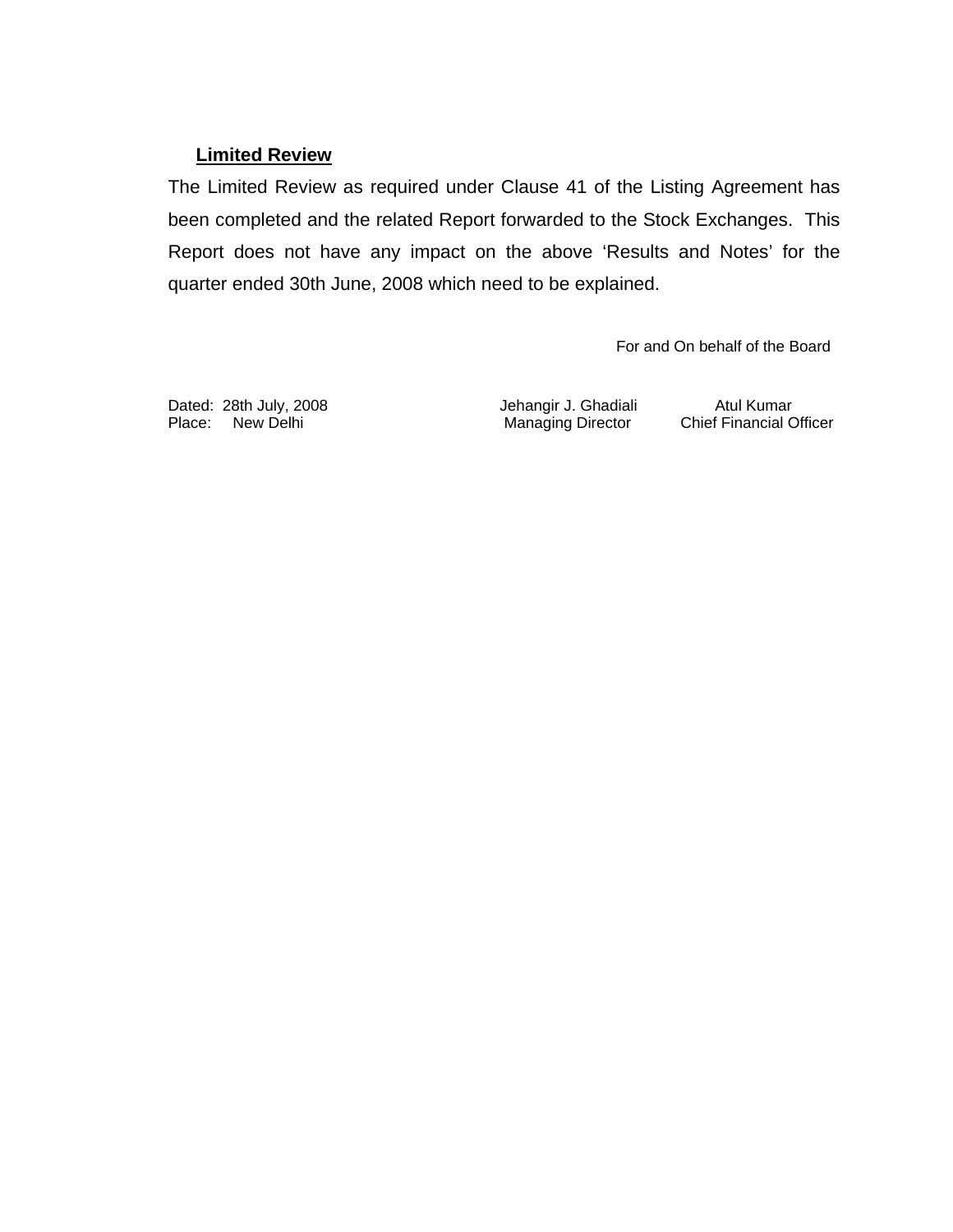**Limited Review**

The Limited Review as required under Clause 41 of the Listing Agreement has been completed and the related Report forwarded to the Stock Exchanges. This Report does not have any impact on the above 'Results and Notes' for the quarter ended 30th June, 2008 which need to be explained.

For and On behalf of the Board

Dated: 28th July, 2008
Place: New Delhi

Jehangir J. Ghadiali
Managing Director

Atul Kumar
Chief Financial Officer